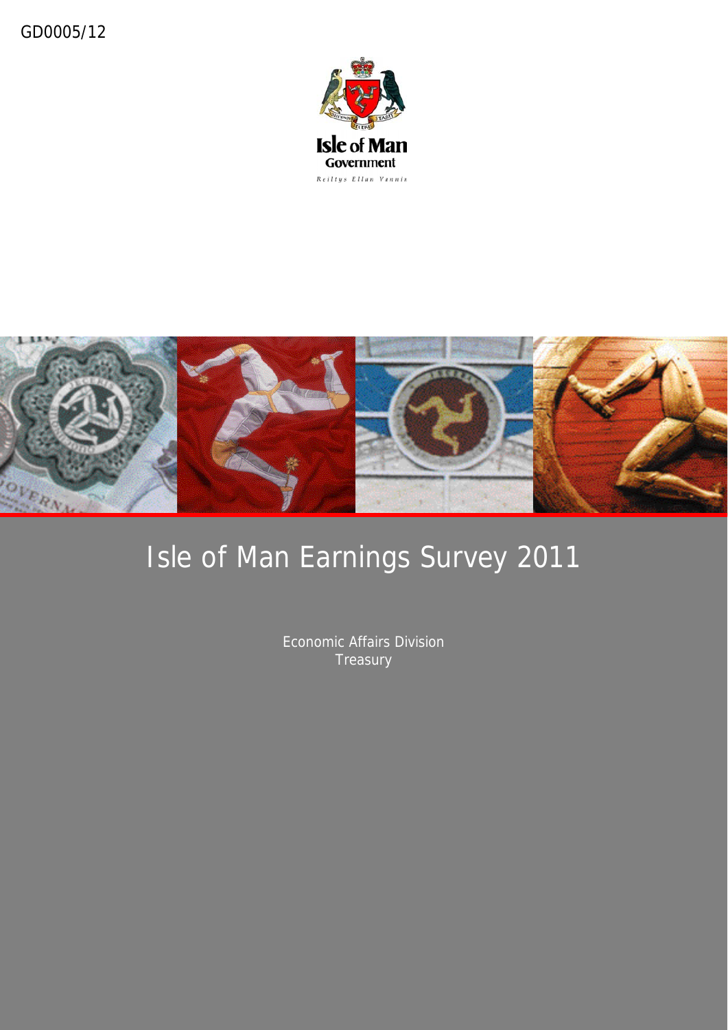GD0005/12

Isle of Man Government

Reiltys Ellan Vannin

# Isle of Man Earnings Survey 2011

Economic Affairs Division
Treasury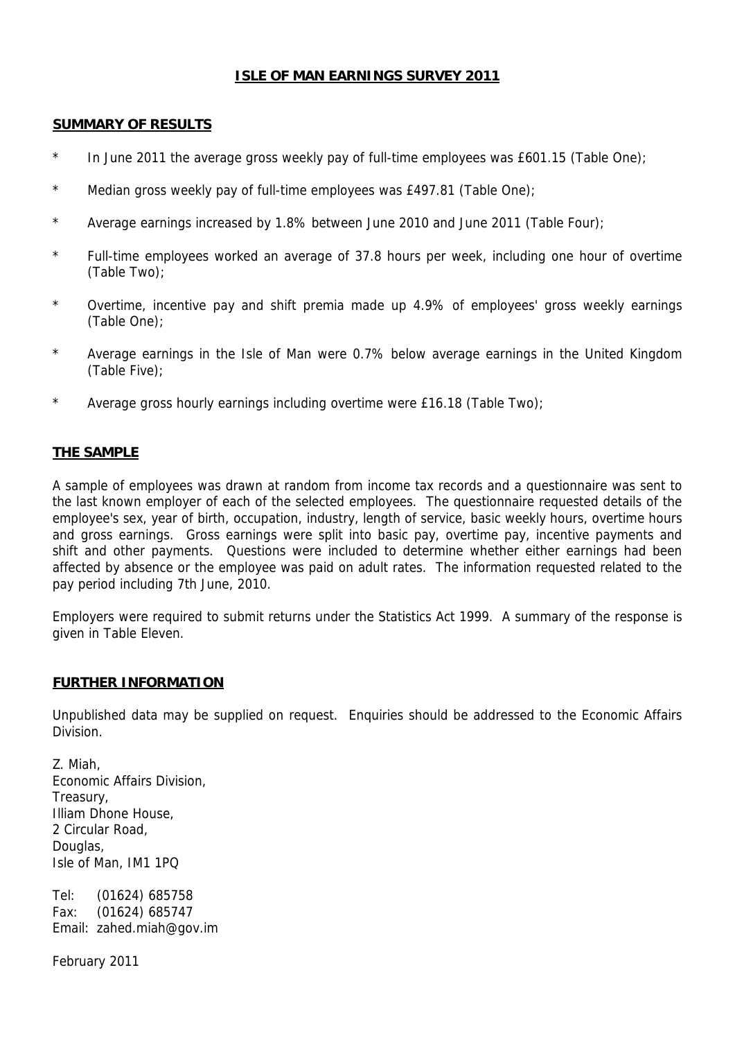## ISLE OF MAN EARNINGS SURVEY 2011

### SUMMARY OF RESULTS

- \* In June 2011 the average gross weekly pay of full-time employees was £601.15 (Table One);
- \* Median gross weekly pay of full-time employees was £497.81 (Table One);
- \* Average earnings increased by 1.8% between June 2010 and June 2011 (Table Four);
- \* Full-time employees worked an average of 37.8 hours per week, including one hour of overtime (Table Two);
- \* Overtime, incentive pay and shift premia made up 4.9% of employees' gross weekly earnings (Table One);
- \* Average earnings in the Isle of Man were 0.7% below average earnings in the United Kingdom (Table Five);
- \* Average gross hourly earnings including overtime were £16.18 (Table Two);

### THE SAMPLE

A sample of employees was drawn at random from income tax records and a questionnaire was sent to the last known employer of each of the selected employees. The questionnaire requested details of the employee's sex, year of birth, occupation, industry, length of service, basic weekly hours, overtime hours and gross earnings. Gross earnings were split into basic pay, overtime pay, incentive payments and shift and other payments. Questions were included to determine whether either earnings had been affected by absence or the employee was paid on adult rates. The information requested related to the pay period including 7th June, 2010.

Employers were required to submit returns under the Statistics Act 1999. A summary of the response is given in Table Eleven.

### FURTHER INFORMATION

Unpublished data may be supplied on request. Enquiries should be addressed to the Economic Affairs Division.

Z. Miah,
Economic Affairs Division,
Treasury,
Illiam Dhone House,
2 Circular Road,
Douglas,
Isle of Man, IM1 1PQ

Tel: (01624) 685758
Fax: (01624) 685747
Email: zahed.miah@gov.im

February 2011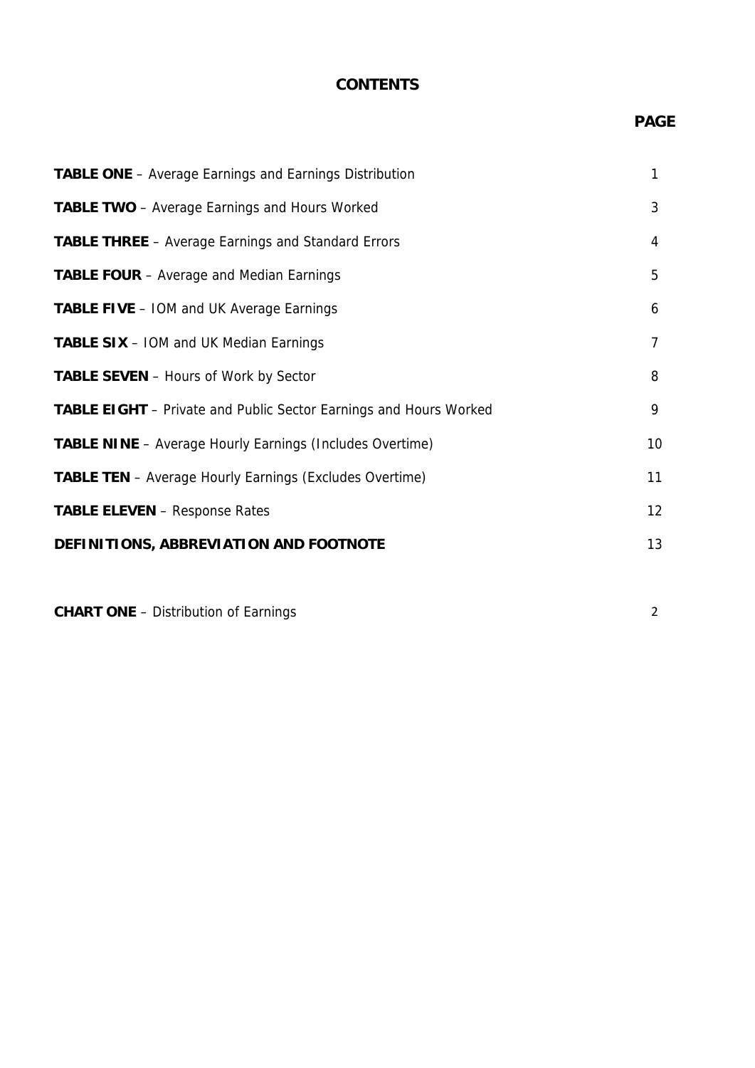# CONTENTS

| | PAGE |
|---|---|
| **TABLE ONE** – Average Earnings and Earnings Distribution | 1 |
| **TABLE TWO** – Average Earnings and Hours Worked | 3 |
| **TABLE THREE** – Average Earnings and Standard Errors | 4 |
| **TABLE FOUR** – Average and Median Earnings | 5 |
| **TABLE FIVE** – IOM and UK Average Earnings | 6 |
| **TABLE SIX** – IOM and UK Median Earnings | 7 |
| **TABLE SEVEN** – Hours of Work by Sector | 8 |
| **TABLE EIGHT** – Private and Public Sector Earnings and Hours Worked | 9 |
| **TABLE NINE** – Average Hourly Earnings (Includes Overtime) | 10 |
| **TABLE TEN** – Average Hourly Earnings (Excludes Overtime) | 11 |
| **TABLE ELEVEN** – Response Rates | 12 |
| **DEFINITIONS, ABBREVIATION AND FOOTNOTE** | 13 |
| | |
| **CHART ONE** – Distribution of Earnings | 2 |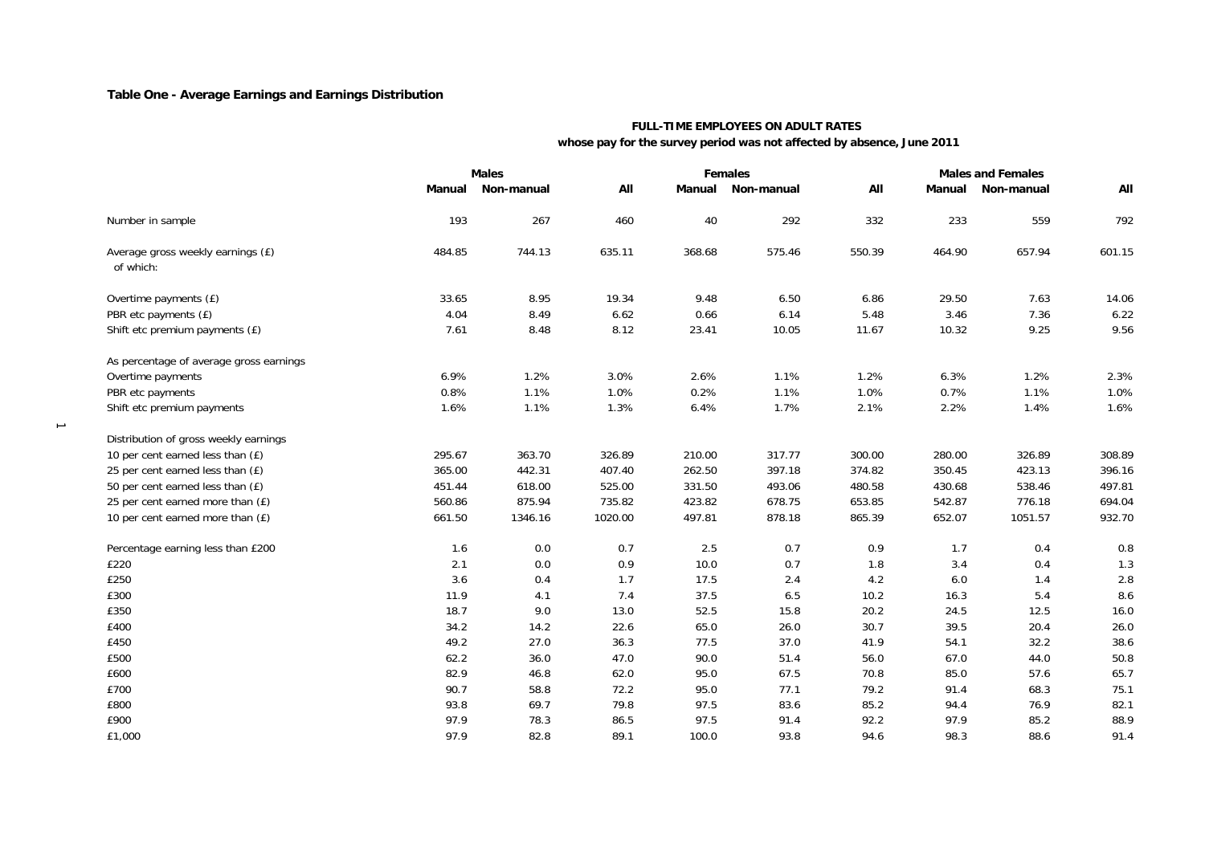## Table One - Average Earnings and Earnings Distribution

**FULL-TIME EMPLOYEES ON ADULT RATES**
**whose pay for the survey period was not affected by absence, June 2011**

| | Males | | | Females | | | Males and Females | | |
|---|---|---|---|---|---|---|---|---|---|
| | Manual | Non-manual | All | Manual | Non-manual | All | Manual | Non-manual | All |
| Number in sample | 193 | 267 | 460 | 40 | 292 | 332 | 233 | 559 | 792 |
| Average gross weekly earnings (£) of which: | 484.85 | 744.13 | 635.11 | 368.68 | 575.46 | 550.39 | 464.90 | 657.94 | 601.15 |
| Overtime payments (£) | 33.65 | 8.95 | 19.34 | 9.48 | 6.50 | 6.86 | 29.50 | 7.63 | 14.06 |
| PBR etc payments (£) | 4.04 | 8.49 | 6.62 | 0.66 | 6.14 | 5.48 | 3.46 | 7.36 | 6.22 |
| Shift etc premium payments (£) | 7.61 | 8.48 | 8.12 | 23.41 | 10.05 | 11.67 | 10.32 | 9.25 | 9.56 |
| As percentage of average gross earnings | | | | | | | | | |
| Overtime payments | 6.9% | 1.2% | 3.0% | 2.6% | 1.1% | 1.2% | 6.3% | 1.2% | 2.3% |
| PBR etc payments | 0.8% | 1.1% | 1.0% | 0.2% | 1.1% | 1.0% | 0.7% | 1.1% | 1.0% |
| Shift etc premium payments | 1.6% | 1.1% | 1.3% | 6.4% | 1.7% | 2.1% | 2.2% | 1.4% | 1.6% |
| Distribution of gross weekly earnings | | | | | | | | | |
| 10 per cent earned less than (£) | 295.67 | 363.70 | 326.89 | 210.00 | 317.77 | 300.00 | 280.00 | 326.89 | 308.89 |
| 25 per cent earned less than (£) | 365.00 | 442.31 | 407.40 | 262.50 | 397.18 | 374.82 | 350.45 | 423.13 | 396.16 |
| 50 per cent earned less than (£) | 451.44 | 618.00 | 525.00 | 331.50 | 493.06 | 480.58 | 430.68 | 538.46 | 497.81 |
| 25 per cent earned more than (£) | 560.86 | 875.94 | 735.82 | 423.82 | 678.75 | 653.85 | 542.87 | 776.18 | 694.04 |
| 10 per cent earned more than (£) | 661.50 | 1346.16 | 1020.00 | 497.81 | 878.18 | 865.39 | 652.07 | 1051.57 | 932.70 |
| Percentage earning less than £200 | 1.6 | 0.0 | 0.7 | 2.5 | 0.7 | 0.9 | 1.7 | 0.4 | 0.8 |
| £220 | 2.1 | 0.0 | 0.9 | 10.0 | 0.7 | 1.8 | 3.4 | 0.4 | 1.3 |
| £250 | 3.6 | 0.4 | 1.7 | 17.5 | 2.4 | 4.2 | 6.0 | 1.4 | 2.8 |
| £300 | 11.9 | 4.1 | 7.4 | 37.5 | 6.5 | 10.2 | 16.3 | 5.4 | 8.6 |
| £350 | 18.7 | 9.0 | 13.0 | 52.5 | 15.8 | 20.2 | 24.5 | 12.5 | 16.0 |
| £400 | 34.2 | 14.2 | 22.6 | 65.0 | 26.0 | 30.7 | 39.5 | 20.4 | 26.0 |
| £450 | 49.2 | 27.0 | 36.3 | 77.5 | 37.0 | 41.9 | 54.1 | 32.2 | 38.6 |
| £500 | 62.2 | 36.0 | 47.0 | 90.0 | 51.4 | 56.0 | 67.0 | 44.0 | 50.8 |
| £600 | 82.9 | 46.8 | 62.0 | 95.0 | 67.5 | 70.8 | 85.0 | 57.6 | 65.7 |
| £700 | 90.7 | 58.8 | 72.2 | 95.0 | 77.1 | 79.2 | 91.4 | 68.3 | 75.1 |
| £800 | 93.8 | 69.7 | 79.8 | 97.5 | 83.6 | 85.2 | 94.4 | 76.9 | 82.1 |
| £900 | 97.9 | 78.3 | 86.5 | 97.5 | 91.4 | 92.2 | 97.9 | 85.2 | 88.9 |
| £1,000 | 97.9 | 82.8 | 89.1 | 100.0 | 93.8 | 94.6 | 98.3 | 88.6 | 91.4 |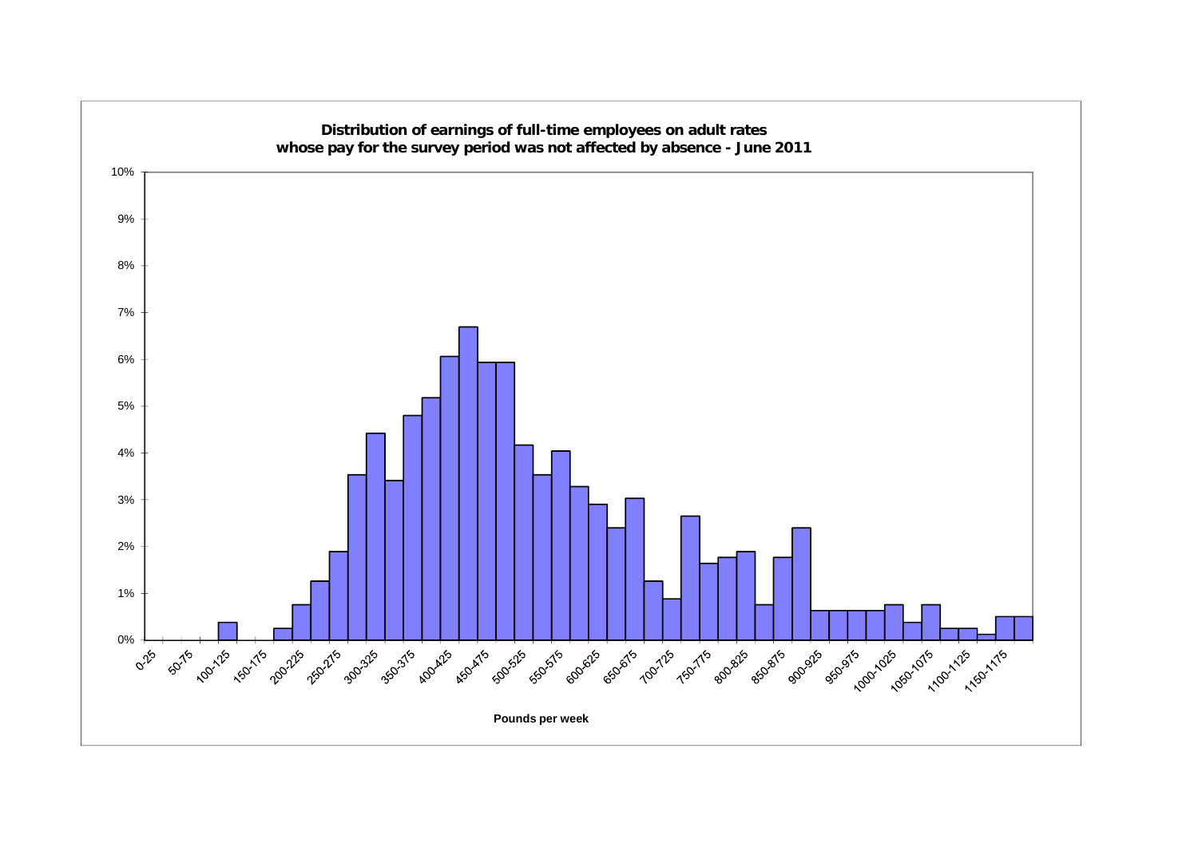**Distribution of earnings of full-time employees on adult rates whose pay for the survey period was not affected by absence - June 2011**

Pounds per week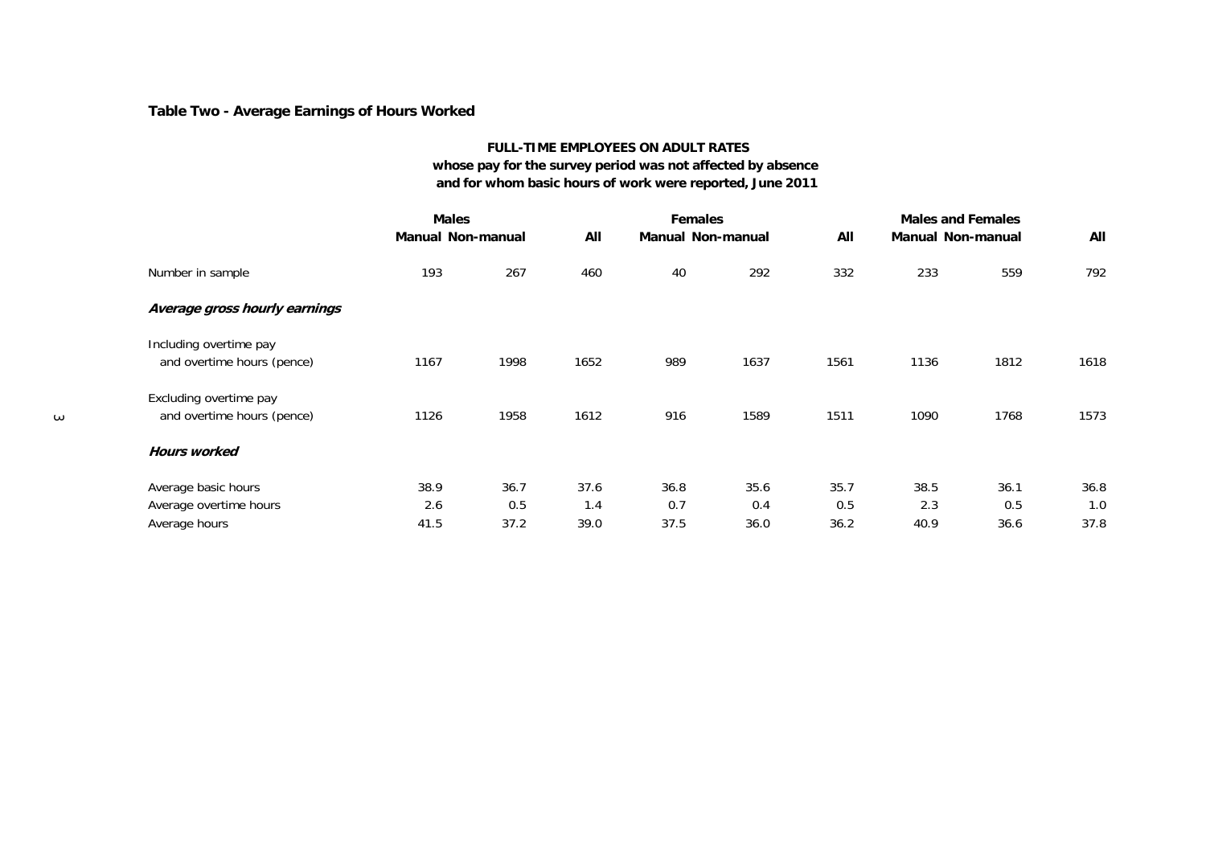## Table Two - Average Earnings of Hours Worked

**FULL-TIME EMPLOYEES ON ADULT RATES**
**whose pay for the survey period was not affected by absence**
**and for whom basic hours of work were reported, June 2011**

| | Males | | | Females | | | Males and Females | | |
|---|---|---|---|---|---|---|---|---|---|
| | Manual | Non-manual | All | Manual | Non-manual | All | Manual | Non-manual | All |
| Number in sample | 193 | 267 | 460 | 40 | 292 | 332 | 233 | 559 | 792 |
| ***Average gross hourly earnings*** | | | | | | | | | |
| Including overtime pay and overtime hours (pence) | 1167 | 1998 | 1652 | 989 | 1637 | 1561 | 1136 | 1812 | 1618 |
| Excluding overtime pay and overtime hours (pence) | 1126 | 1958 | 1612 | 916 | 1589 | 1511 | 1090 | 1768 | 1573 |
| ***Hours worked*** | | | | | | | | | |
| Average basic hours | 38.9 | 36.7 | 37.6 | 36.8 | 35.6 | 35.7 | 38.5 | 36.1 | 36.8 |
| Average overtime hours | 2.6 | 0.5 | 1.4 | 0.7 | 0.4 | 0.5 | 2.3 | 0.5 | 1.0 |
| Average hours | 41.5 | 37.2 | 39.0 | 37.5 | 36.0 | 36.2 | 40.9 | 36.6 | 37.8 |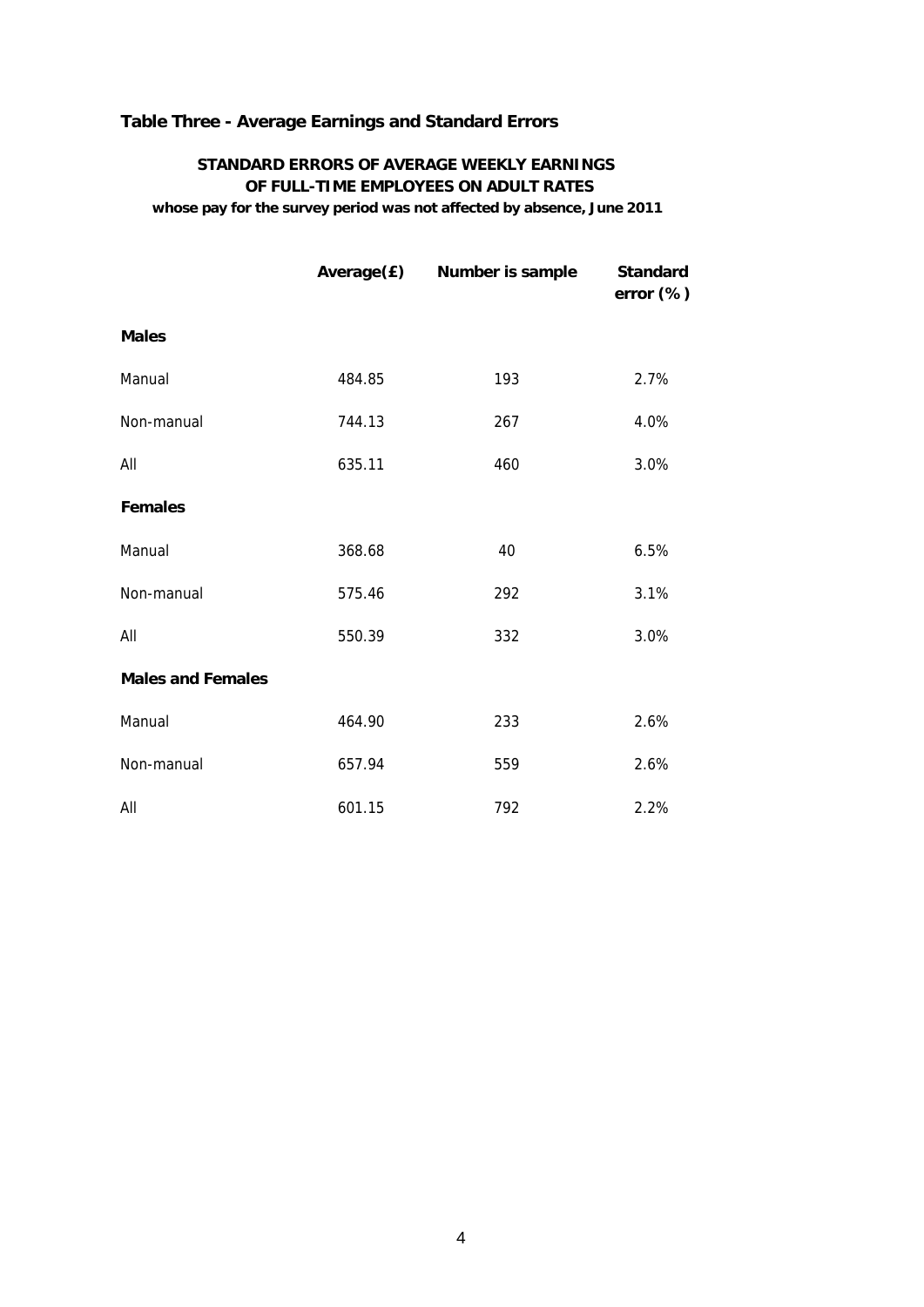## Table Three - Average Earnings and Standard Errors

**STANDARD ERRORS OF AVERAGE WEEKLY EARNINGS OF FULL-TIME EMPLOYEES ON ADULT RATES**

**whose pay for the survey period was not affected by absence, June 2011**

| | Average(£) | Number is sample | Standard error (%) |
|---|---|---|---|
| **Males** | | | |
| Manual | 484.85 | 193 | 2.7% |
| Non-manual | 744.13 | 267 | 4.0% |
| All | 635.11 | 460 | 3.0% |
| **Females** | | | |
| Manual | 368.68 | 40 | 6.5% |
| Non-manual | 575.46 | 292 | 3.1% |
| All | 550.39 | 332 | 3.0% |
| **Males and Females** | | | |
| Manual | 464.90 | 233 | 2.6% |
| Non-manual | 657.94 | 559 | 2.6% |
| All | 601.15 | 792 | 2.2% |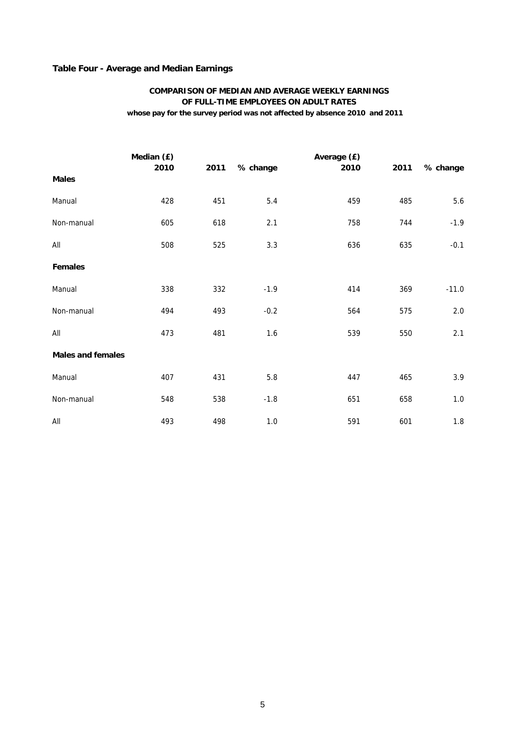## Table Four - Average and Median Earnings

**COMPARISON OF MEDIAN AND AVERAGE WEEKLY EARNINGS**
**OF FULL-TIME EMPLOYEES ON ADULT RATES**
**whose pay for the survey period was not affected by absence 2010 and 2011**

| | Median (£) | | | Average (£) | | |
|---|---|---|---|---|---|---|
| | 2010 | 2011 | % change | 2010 | 2011 | % change |
| **Males** | | | | | | |
| Manual | 428 | 451 | 5.4 | 459 | 485 | 5.6 |
| Non-manual | 605 | 618 | 2.1 | 758 | 744 | -1.9 |
| All | 508 | 525 | 3.3 | 636 | 635 | -0.1 |
| **Females** | | | | | | |
| Manual | 338 | 332 | -1.9 | 414 | 369 | -11.0 |
| Non-manual | 494 | 493 | -0.2 | 564 | 575 | 2.0 |
| All | 473 | 481 | 1.6 | 539 | 550 | 2.1 |
| **Males and females** | | | | | | |
| Manual | 407 | 431 | 5.8 | 447 | 465 | 3.9 |
| Non-manual | 548 | 538 | -1.8 | 651 | 658 | 1.0 |
| All | 493 | 498 | 1.0 | 591 | 601 | 1.8 |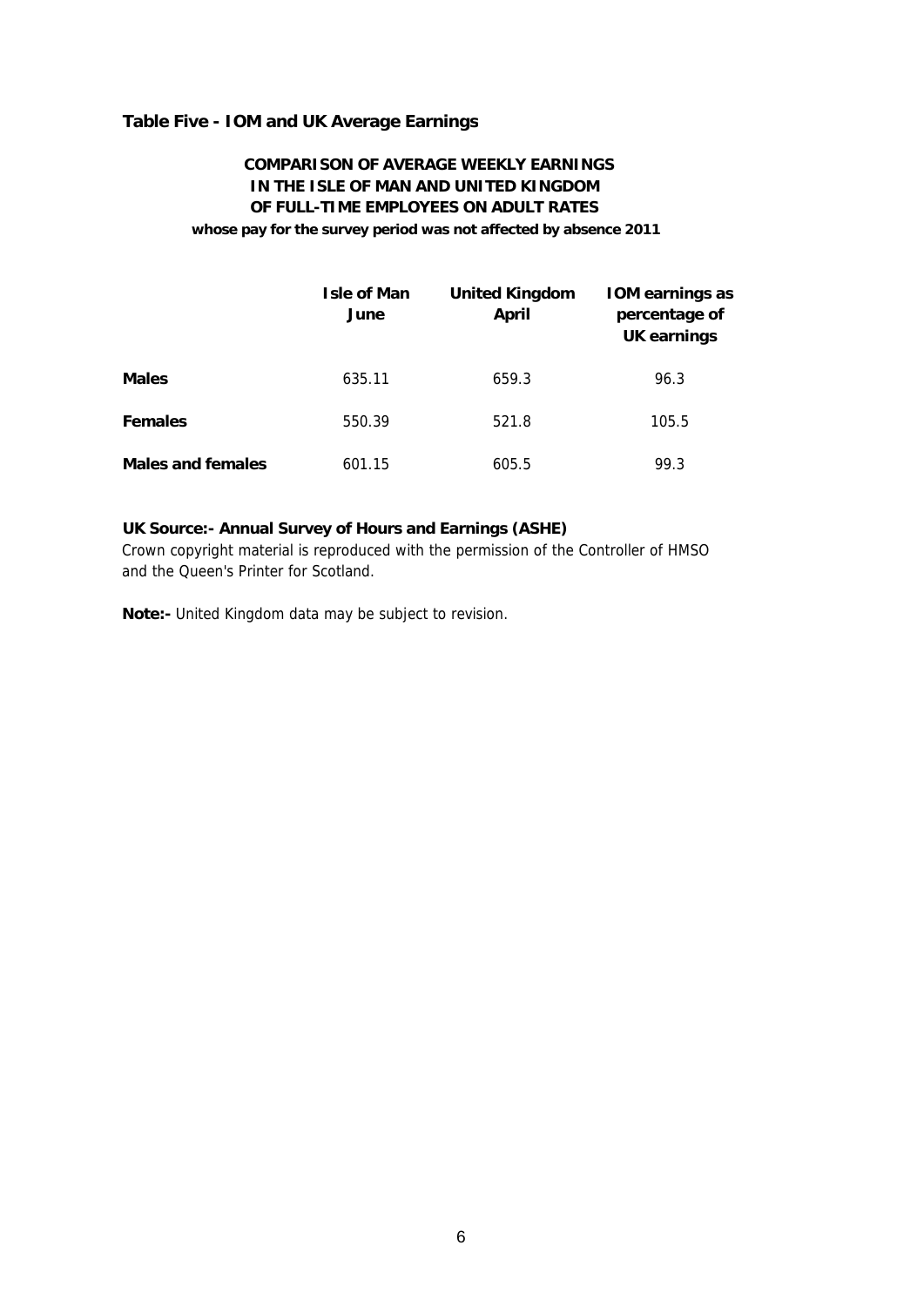## Table Five - IOM and UK Average Earnings

**COMPARISON OF AVERAGE WEEKLY EARNINGS IN THE ISLE OF MAN AND UNITED KINGDOM OF FULL-TIME EMPLOYEES ON ADULT RATES**

**whose pay for the survey period was not affected by absence 2011**

| | Isle of Man June | United Kingdom April | IOM earnings as percentage of UK earnings |
|---|---|---|---|
| **Males** | 635.11 | 659.3 | 96.3 |
| **Females** | 550.39 | 521.8 | 105.5 |
| **Males and females** | 601.15 | 605.5 | 99.3 |

**UK Source:- Annual Survey of Hours and Earnings (ASHE)**

Crown copyright material is reproduced with the permission of the Controller of HMSO and the Queen's Printer for Scotland.

**Note:-** United Kingdom data may be subject to revision.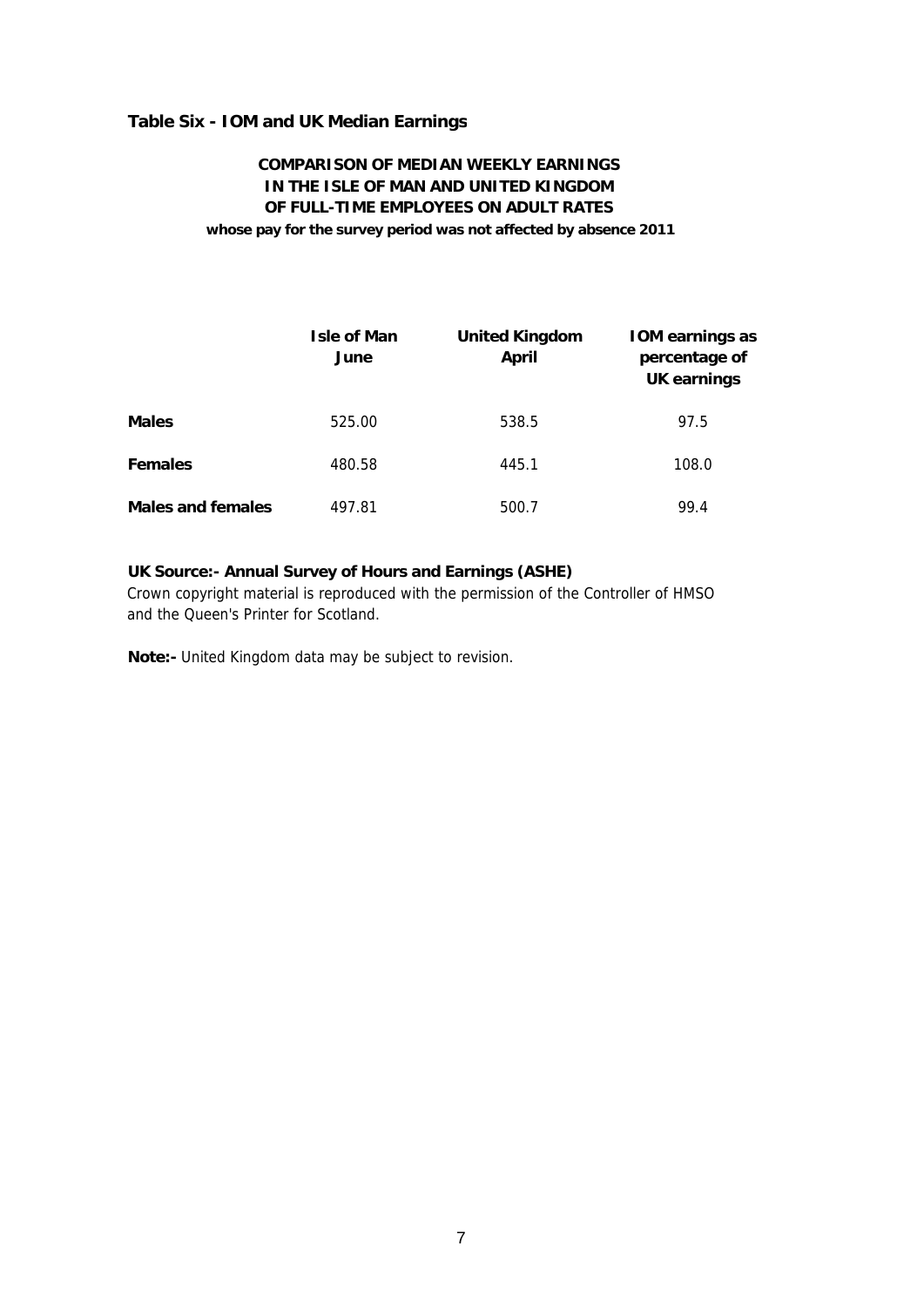## Table Six - IOM and UK Median Earnings

**COMPARISON OF MEDIAN WEEKLY EARNINGS IN THE ISLE OF MAN AND UNITED KINGDOM OF FULL-TIME EMPLOYEES ON ADULT RATES**

**whose pay for the survey period was not affected by absence 2011**

| | Isle of Man June | United Kingdom April | IOM earnings as percentage of UK earnings |
|---|---|---|---|
| **Males** | 525.00 | 538.5 | 97.5 |
| **Females** | 480.58 | 445.1 | 108.0 |
| **Males and females** | 497.81 | 500.7 | 99.4 |

**UK Source:- Annual Survey of Hours and Earnings (ASHE)**

Crown copyright material is reproduced with the permission of the Controller of HMSO and the Queen's Printer for Scotland.

**Note:-** United Kingdom data may be subject to revision.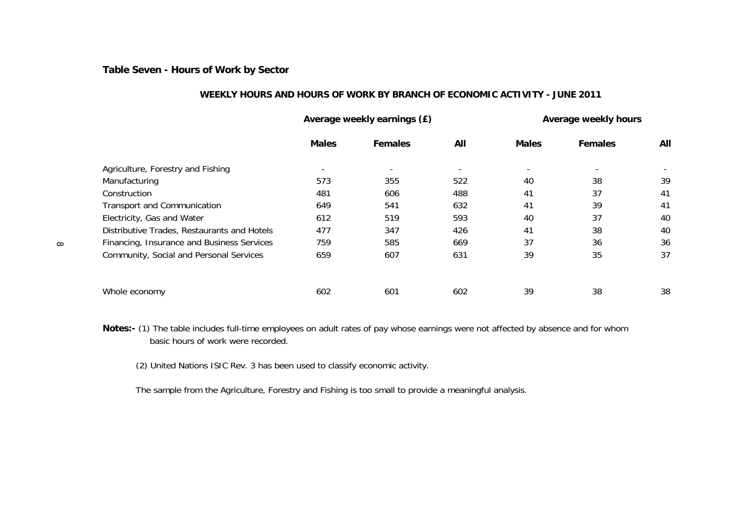**Table Seven - Hours of Work by Sector**

**WEEKLY HOURS AND HOURS OF WORK BY BRANCH OF ECONOMIC ACTIVITY - JUNE 2011**

| | Average weekly earnings (£) | | | Average weekly hours | | |
|---|---|---|---|---|---|---|
| | **Males** | **Females** | **All** | **Males** | **Females** | **All** |
| Agriculture, Forestry and Fishing | - | - | - | - | - | - |
| Manufacturing | 573 | 355 | 522 | 40 | 38 | 39 |
| Construction | 481 | 606 | 488 | 41 | 37 | 41 |
| Transport and Communication | 649 | 541 | 632 | 41 | 39 | 41 |
| Electricity, Gas and Water | 612 | 519 | 593 | 40 | 37 | 40 |
| Distributive Trades, Restaurants and Hotels | 477 | 347 | 426 | 41 | 38 | 40 |
| Financing, Insurance and Business Services | 759 | 585 | 669 | 37 | 36 | 36 |
| Community, Social and Personal Services | 659 | 607 | 631 | 39 | 35 | 37 |
| Whole economy | 602 | 601 | 602 | 39 | 38 | 38 |

**Notes:-** (1) The table includes full-time employees on adult rates of pay whose earnings were not affected by absence and for whom basic hours of work were recorded.

(2) United Nations ISIC Rev. 3 has been used to classify economic activity.

The sample from the Agriculture, Forestry and Fishing is too small to provide a meaningful analysis.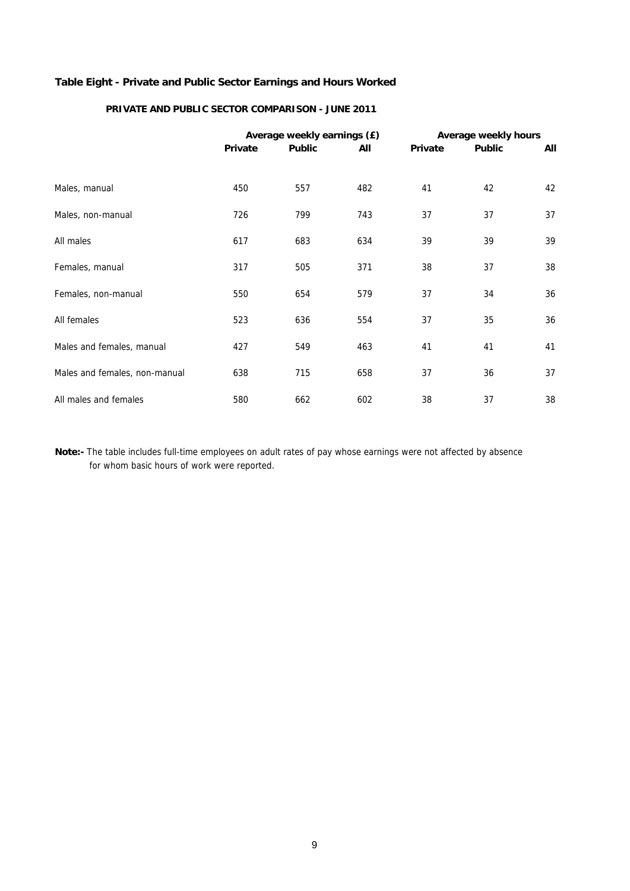## Table Eight - Private and Public Sector Earnings and Hours Worked

### PRIVATE AND PUBLIC SECTOR COMPARISON - JUNE 2011

| | Average weekly earnings (£) | | | Average weekly hours | | |
|---|---|---|---|---|---|---|
| | Private | Public | All | Private | Public | All |
| Males, manual | 450 | 557 | 482 | 41 | 42 | 42 |
| Males, non-manual | 726 | 799 | 743 | 37 | 37 | 37 |
| All males | 617 | 683 | 634 | 39 | 39 | 39 |
| Females, manual | 317 | 505 | 371 | 38 | 37 | 38 |
| Females, non-manual | 550 | 654 | 579 | 37 | 34 | 36 |
| All females | 523 | 636 | 554 | 37 | 35 | 36 |
| Males and females, manual | 427 | 549 | 463 | 41 | 41 | 41 |
| Males and females, non-manual | 638 | 715 | 658 | 37 | 36 | 37 |
| All males and females | 580 | 662 | 602 | 38 | 37 | 38 |

**Note:-** The table includes full-time employees on adult rates of pay whose earnings were not affected by absence for whom basic hours of work were reported.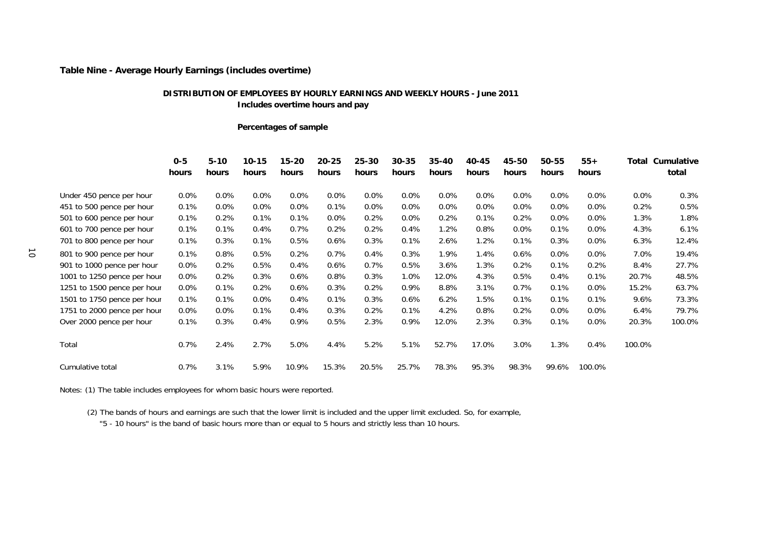### Table Nine - Average Hourly Earnings (includes overtime)

**DISTRIBUTION OF EMPLOYEES BY HOURLY EARNINGS AND WEEKLY HOURS - June 2011**
**Includes overtime hours and pay**

**Percentages of sample**

| | 0-5 hours | 5-10 hours | 10-15 hours | 15-20 hours | 20-25 hours | 25-30 hours | 30-35 hours | 35-40 hours | 40-45 hours | 45-50 hours | 50-55 hours | 55+ hours | Total | Cumulative total |
|---|---|---|---|---|---|---|---|---|---|---|---|---|---|---|
| Under 450 pence per hour | 0.0% | 0.0% | 0.0% | 0.0% | 0.0% | 0.0% | 0.0% | 0.0% | 0.0% | 0.0% | 0.0% | 0.0% | 0.0% | 0.3% |
| 451 to 500 pence per hour | 0.1% | 0.0% | 0.0% | 0.0% | 0.1% | 0.0% | 0.0% | 0.0% | 0.0% | 0.0% | 0.0% | 0.0% | 0.2% | 0.5% |
| 501 to 600 pence per hour | 0.1% | 0.2% | 0.1% | 0.1% | 0.0% | 0.2% | 0.0% | 0.2% | 0.1% | 0.2% | 0.0% | 0.0% | 1.3% | 1.8% |
| 601 to 700 pence per hour | 0.1% | 0.1% | 0.4% | 0.7% | 0.2% | 0.2% | 0.4% | 1.2% | 0.8% | 0.0% | 0.1% | 0.0% | 4.3% | 6.1% |
| 701 to 800 pence per hour | 0.1% | 0.3% | 0.1% | 0.5% | 0.6% | 0.3% | 0.1% | 2.6% | 1.2% | 0.1% | 0.3% | 0.0% | 6.3% | 12.4% |
| 801 to 900 pence per hour | 0.1% | 0.8% | 0.5% | 0.2% | 0.7% | 0.4% | 0.3% | 1.9% | 1.4% | 0.6% | 0.0% | 0.0% | 7.0% | 19.4% |
| 901 to 1000 pence per hour | 0.0% | 0.2% | 0.5% | 0.4% | 0.6% | 0.7% | 0.5% | 3.6% | 1.3% | 0.2% | 0.1% | 0.2% | 8.4% | 27.7% |
| 1001 to 1250 pence per hour | 0.0% | 0.2% | 0.3% | 0.6% | 0.8% | 0.3% | 1.0% | 12.0% | 4.3% | 0.5% | 0.4% | 0.1% | 20.7% | 48.5% |
| 1251 to 1500 pence per hour | 0.0% | 0.1% | 0.2% | 0.6% | 0.3% | 0.2% | 0.9% | 8.8% | 3.1% | 0.7% | 0.1% | 0.0% | 15.2% | 63.7% |
| 1501 to 1750 pence per hour | 0.1% | 0.1% | 0.0% | 0.4% | 0.1% | 0.3% | 0.6% | 6.2% | 1.5% | 0.1% | 0.1% | 0.1% | 9.6% | 73.3% |
| 1751 to 2000 pence per hour | 0.0% | 0.0% | 0.1% | 0.4% | 0.3% | 0.2% | 0.1% | 4.2% | 0.8% | 0.2% | 0.0% | 0.0% | 6.4% | 79.7% |
| Over 2000 pence per hour | 0.1% | 0.3% | 0.4% | 0.9% | 0.5% | 2.3% | 0.9% | 12.0% | 2.3% | 0.3% | 0.1% | 0.0% | 20.3% | 100.0% |
| Total | 0.7% | 2.4% | 2.7% | 5.0% | 4.4% | 5.2% | 5.1% | 52.7% | 17.0% | 3.0% | 1.3% | 0.4% | 100.0% | |
| Cumulative total | 0.7% | 3.1% | 5.9% | 10.9% | 15.3% | 20.5% | 25.7% | 78.3% | 95.3% | 98.3% | 99.6% | 100.0% | | |

Notes: (1) The table includes employees for whom basic hours were reported.

(2) The bands of hours and earnings are such that the lower limit is included and the upper limit excluded. So, for example, "5 - 10 hours" is the band of basic hours more than or equal to 5 hours and strictly less than 10 hours.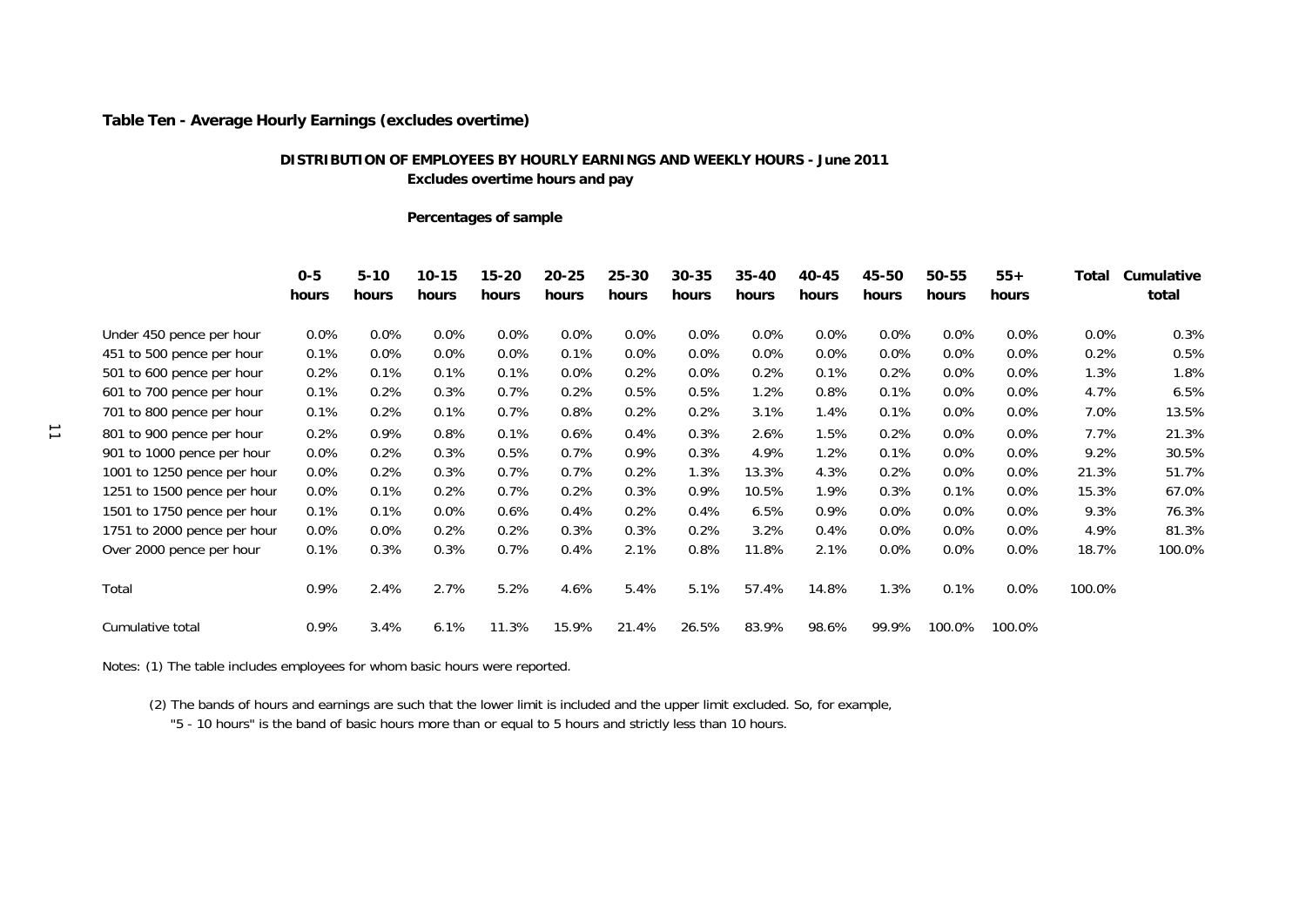### Table Ten - Average Hourly Earnings (excludes overtime)

**DISTRIBUTION OF EMPLOYEES BY HOURLY EARNINGS AND WEEKLY HOURS - June 2011**
**Excludes overtime hours and pay**

**Percentages of sample**

| | 0-5 hours | 5-10 hours | 10-15 hours | 15-20 hours | 20-25 hours | 25-30 hours | 30-35 hours | 35-40 hours | 40-45 hours | 45-50 hours | 50-55 hours | 55+ hours | Total | Cumulative total |
|---|---|---|---|---|---|---|---|---|---|---|---|---|---|---|
| Under 450 pence per hour | 0.0% | 0.0% | 0.0% | 0.0% | 0.0% | 0.0% | 0.0% | 0.0% | 0.0% | 0.0% | 0.0% | 0.0% | 0.0% | 0.3% |
| 451 to 500 pence per hour | 0.1% | 0.0% | 0.0% | 0.0% | 0.1% | 0.0% | 0.0% | 0.0% | 0.0% | 0.0% | 0.0% | 0.0% | 0.2% | 0.5% |
| 501 to 600 pence per hour | 0.2% | 0.1% | 0.1% | 0.1% | 0.0% | 0.2% | 0.0% | 0.2% | 0.1% | 0.2% | 0.0% | 0.0% | 1.3% | 1.8% |
| 601 to 700 pence per hour | 0.1% | 0.2% | 0.3% | 0.7% | 0.2% | 0.5% | 0.5% | 1.2% | 0.8% | 0.1% | 0.0% | 0.0% | 4.7% | 6.5% |
| 701 to 800 pence per hour | 0.1% | 0.2% | 0.1% | 0.7% | 0.8% | 0.2% | 0.2% | 3.1% | 1.4% | 0.1% | 0.0% | 0.0% | 7.0% | 13.5% |
| 801 to 900 pence per hour | 0.2% | 0.9% | 0.8% | 0.1% | 0.6% | 0.4% | 0.3% | 2.6% | 1.5% | 0.2% | 0.0% | 0.0% | 7.7% | 21.3% |
| 901 to 1000 pence per hour | 0.0% | 0.2% | 0.3% | 0.5% | 0.7% | 0.9% | 0.3% | 4.9% | 1.2% | 0.1% | 0.0% | 0.0% | 9.2% | 30.5% |
| 1001 to 1250 pence per hour | 0.0% | 0.2% | 0.3% | 0.7% | 0.7% | 0.2% | 1.3% | 13.3% | 4.3% | 0.2% | 0.0% | 0.0% | 21.3% | 51.7% |
| 1251 to 1500 pence per hour | 0.0% | 0.1% | 0.2% | 0.7% | 0.2% | 0.3% | 0.9% | 10.5% | 1.9% | 0.3% | 0.1% | 0.0% | 15.3% | 67.0% |
| 1501 to 1750 pence per hour | 0.1% | 0.1% | 0.0% | 0.6% | 0.4% | 0.2% | 0.4% | 6.5% | 0.9% | 0.0% | 0.0% | 0.0% | 9.3% | 76.3% |
| 1751 to 2000 pence per hour | 0.0% | 0.0% | 0.2% | 0.2% | 0.3% | 0.3% | 0.2% | 3.2% | 0.4% | 0.0% | 0.0% | 0.0% | 4.9% | 81.3% |
| Over 2000 pence per hour | 0.1% | 0.3% | 0.3% | 0.7% | 0.4% | 2.1% | 0.8% | 11.8% | 2.1% | 0.0% | 0.0% | 0.0% | 18.7% | 100.0% |
| Total | 0.9% | 2.4% | 2.7% | 5.2% | 4.6% | 5.4% | 5.1% | 57.4% | 14.8% | 1.3% | 0.1% | 0.0% | 100.0% | |
| Cumulative total | 0.9% | 3.4% | 6.1% | 11.3% | 15.9% | 21.4% | 26.5% | 83.9% | 98.6% | 99.9% | 100.0% | 100.0% | | |

Notes: (1) The table includes employees for whom basic hours were reported.

(2) The bands of hours and earnings are such that the lower limit is included and the upper limit excluded. So, for example, "5 - 10 hours" is the band of basic hours more than or equal to 5 hours and strictly less than 10 hours.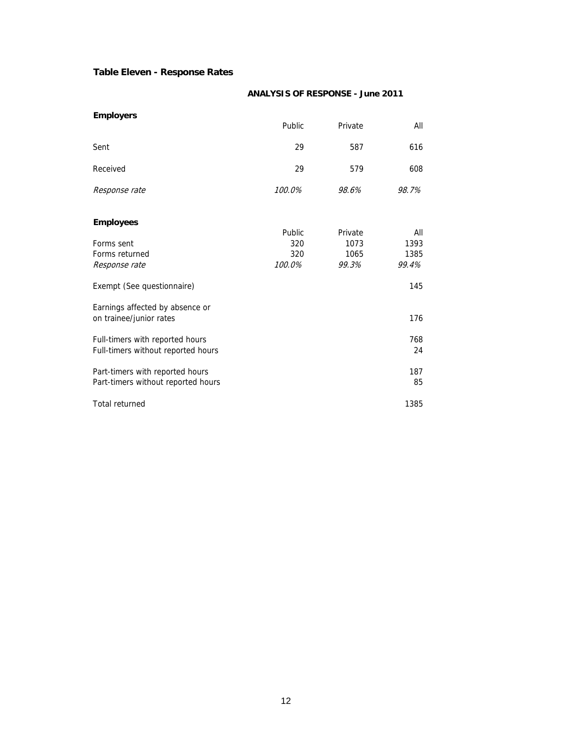### Table Eleven - Response Rates

**ANALYSIS OF RESPONSE - June 2011**

**Employers**

| | Public | Private | All |
|---|---|---|---|
| Sent | 29 | 587 | 616 |
| Received | 29 | 579 | 608 |
| *Response rate* | *100.0%* | *98.6%* | *98.7%* |

**Employees**

| | Public | Private | All |
|---|---|---|---|
| Forms sent | 320 | 1073 | 1393 |
| Forms returned | 320 | 1065 | 1385 |
| *Response rate* | *100.0%* | *99.3%* | *99.4%* |
| Exempt (See questionnaire) | | | 145 |
| Earnings affected by absence or on trainee/junior rates | | | 176 |
| Full-timers with reported hours | | | 768 |
| Full-timers without reported hours | | | 24 |
| Part-timers with reported hours | | | 187 |
| Part-timers without reported hours | | | 85 |
| Total returned | | | 1385 |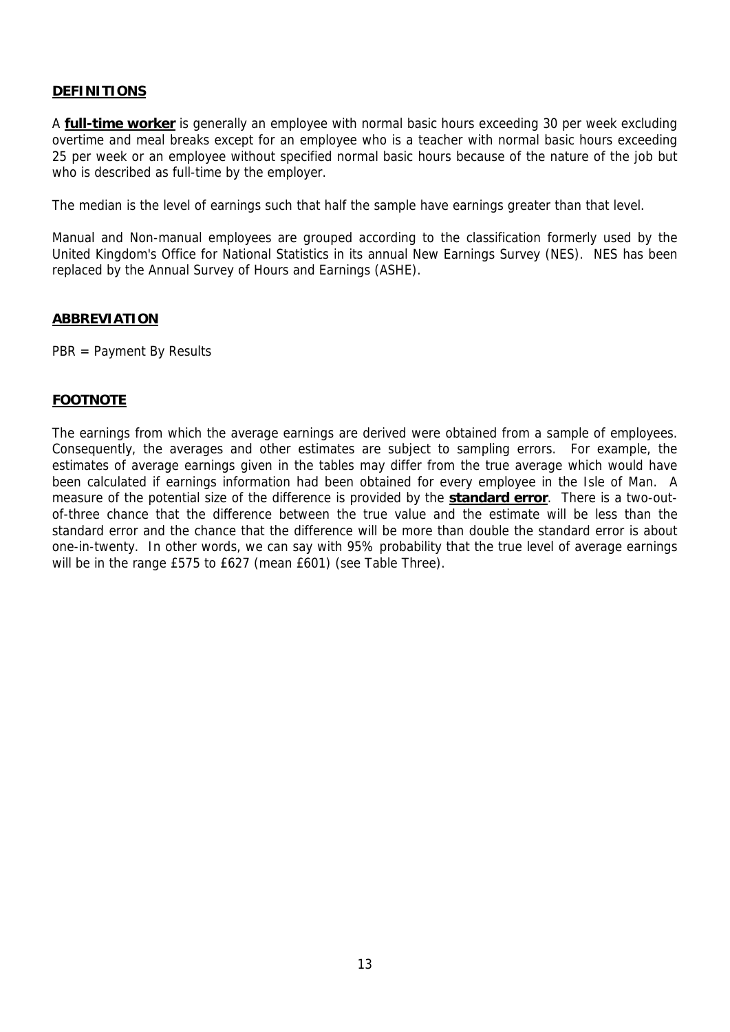## DEFINITIONS

A **full-time worker** is generally an employee with normal basic hours exceeding 30 per week excluding overtime and meal breaks except for an employee who is a teacher with normal basic hours exceeding 25 per week or an employee without specified normal basic hours because of the nature of the job but who is described as full-time by the employer.

The median is the level of earnings such that half the sample have earnings greater than that level.

Manual and Non-manual employees are grouped according to the classification formerly used by the United Kingdom's Office for National Statistics in its annual New Earnings Survey (NES). NES has been replaced by the Annual Survey of Hours and Earnings (ASHE).

## ABBREVIATION

PBR = Payment By Results

## FOOTNOTE

The earnings from which the average earnings are derived were obtained from a sample of employees. Consequently, the averages and other estimates are subject to sampling errors. For example, the estimates of average earnings given in the tables may differ from the true average which would have been calculated if earnings information had been obtained for every employee in the Isle of Man. A measure of the potential size of the difference is provided by the **standard error**. There is a two-out-of-three chance that the difference between the true value and the estimate will be less than the standard error and the chance that the difference will be more than double the standard error is about one-in-twenty. In other words, we can say with 95% probability that the true level of average earnings will be in the range £575 to £627 (mean £601) (see Table Three).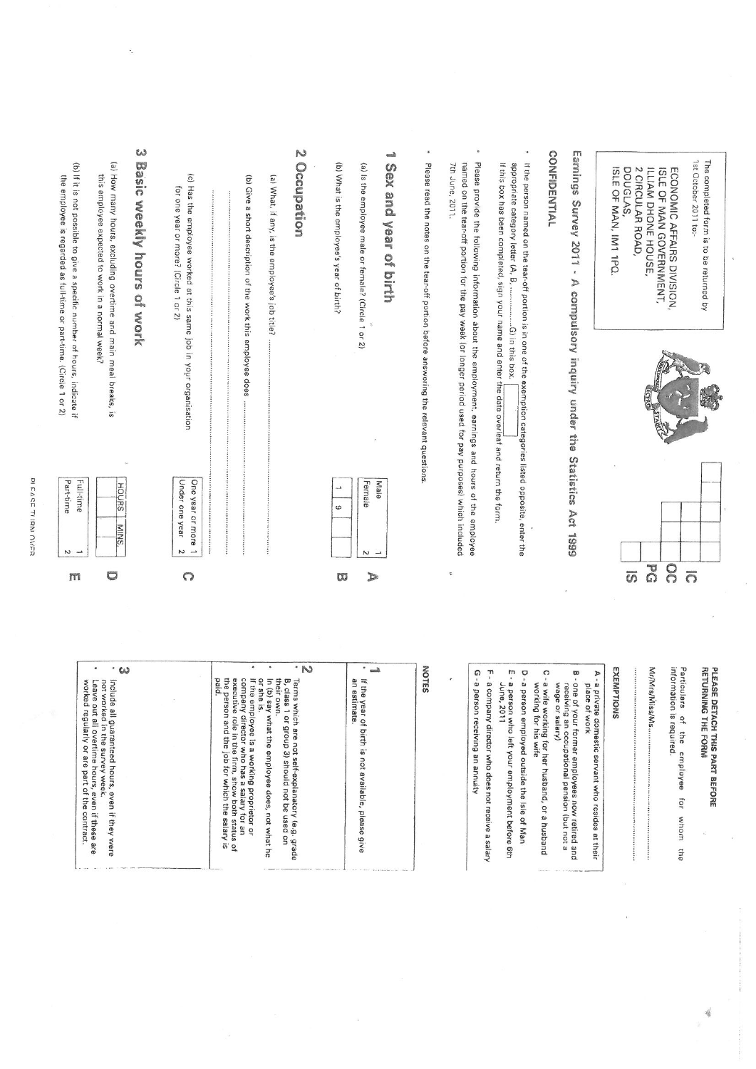The completed form is to be returned by 1st October 2011 to:-

ECONOMIC AFFAIRS DIVISION,
ISLE OF MAN GOVERNMENT,
ILLIAM DHONE HOUSE,
2 CIRCULAR ROAD,
DOUGLAS,
ISLE OF MAN, IM1 1PQ.

| IC |
|---|
| OC |
| PG |
| IS |

## Earnings Survey 2011 - A compulsory inquiry under the Statistics Act 1999

**CONFIDENTIAL**

- If the person named on the tear-off portion is in one of the exemption categories listed opposite, enter the appropriate category letter (A, B, ..............G) in this box. [ ] If this box has been completed, sign your name and enter the date overleaf and return the form.
- Please provide the following information about the employment, earnings and hours of the employee named on the tear-off portion for the pay week (or longer period used for pay purposes) which included 7th June, 2011.
- Please read the notes on the tear-off portion before answering the relevant questions.

## 1 Sex and year of birth

(a) Is the employee male or female? (Circle 1 or 2)

| | | |
|---|---|---|
| Male | 1 | **A** |
| Female | 2 | |

(b) What is the employee's year of birth?

| 1 | 9 | | | **B** |
|---|---|---|---|---|

## 2 Occupation

(a) What, if any, is the employee's job title? ..............................

(b) Give a short description of the work this employee does ..............................

..............................

(c) Has the employee worked at this same job in your organisation for one year or more? (Circle 1 or 2)

| | | |
|---|---|---|
| One year or more | 1 | **C** |
| Under one year | 2 | |

## 3 Basic weekly hours of work

(a) How many hours, excluding overtime and main meal breaks, is this employee expected to work in a normal week?

| HOURS | MINS. | |
|---|---|---|
| | | **D** |

(b) If it is not possible to give a specific number of hours, indicate if the employee is regarded as full-time or part-time. (Circle 1 or 2)

| | | |
|---|---|---|
| Full-time | 1 | **E** |
| Part-time | 2 | |

PLEASE TURN OVER

---

**PLEASE DETACH THIS PART BEFORE RETURNING THE FORM**

Particulars of the employee for whom the information is required.

Mr/Mrs/Miss/Ms..............................

..............................

**EXEMPTIONS**

A - a private domestic servant who resides at their place of work

B - one of your former employees now retired and receiving an occupational pension (but not a wage or salary)

C - a wife working for her husband, or a husband working for his wife

D - a person employed outside the Isle of Man

E - a person who left your employment before 6th June, 2011

F - a company director who does not receive a salary

G - a person receiving an annuity

**NOTES**

**1**

- If the year of birth is not available, please give an estimate.

**2**

- Terms which are not self-explanatory (e.g. grade B, class 1 or group 3) should not be used on their own.
- In (b) say what the employee does, not what he or she is.
- If the employee is a working proprietor or company director who has a salary for an executive role in the firm, show both status of the person and the job for which the salary is paid.

**3**

- Include all guaranteed hours, even if they were not worked in the survey week.
- Leave out all overtime hours, even if these are worked regularly or are part of the contract.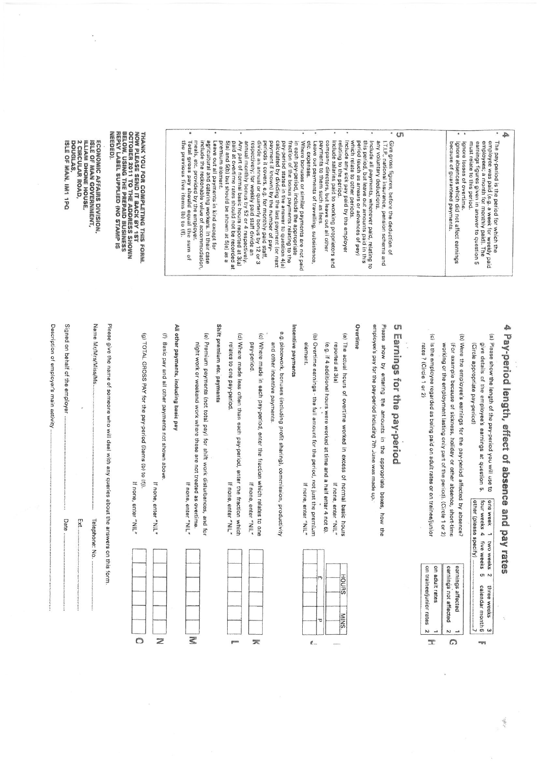## 4 Pay-period length, effect of absence and pay rates

(a) Please show the length of the pay-period you will use to give details of the employee's earnings at question 5. (Circle appropriate pay-period)

| | | | | | | |
|---|---|---|---|---|---|---|
| one week | 1 | two weeks | 2 | three weeks | 3 | F |
| four weeks | 4 | five weeks | 5 | calendar month | 6 | |
| other (please specify) ............? | | | | | | |

(b) Were the employee's earnings for the pay-period affected by absence? (For example because of sickness, holiday or other absence, short-time working or the employment lasting only part of the period). (Circle 1 or 2)

| | | |
|---|---|---|
| earnings affected | 1 | G |
| earnings not affected | 2 | |

(c) Is the employee regarded as being paid on adult rates or on trainee/junior rates ? (Circle 1 or 2)

| | | |
|---|---|---|
| on adult rates | 1 | H |
| on trainee/junior rates | 2 | |

## 5 Earnings for the pay-period

Please show by entering the amounts in the appropriate boxes, how the employee's pay for the pay-period including 7th June was made up.

**Overtime**

(a) The actual hours of overtime worked in excess of normal basic hours reported at 3(a) If none, enter "NIL"
(e.g. if 4 additional hours were worked at time and a half enter 4 not 6). — HOURS | MINS

(b) Overtime earnings - the full amount for the period, not just the premium element. If none, enter "NIL" — £ | p — J

**Incentive payments**

e.g. piecework, bonuses (including profit sharing), commission, productivity and other incentive payments.

(c) Where made in each pay-period, enter the fraction which relates to one pay-period. If none, enter "NIL" — K

(d) Where made less often than each pay-period, enter the fraction which relates to one pay-period. If none, enter "NIL" — L

**Shift premium etc. payments**

(e) Premium payments (not total pay) for shift work disturbances, and for night work or weekend work where these are not treated as overtime. If none, enter "NIL" — M

**All other payments, including basic pay**

(f) Basic pay and all other payments not shown above. If none, enter "NIL" — N

(g) TOTAL GROSS PAY for the pay-period (items (b) to (f)). If none, enter "NIL" — O

Please give the name of someone who will deal with any queries about the answers on this form.

Name Mr/Mrs/Miss/Ms.......................................... Telephone: No. ....................

Ext.........................

Signed on behalf of the employer .......................................... Date ..........................

Description of employer's main activity ..........................................................................

---

**4**

- The pay-period is the period for which the employee was paid (e.g. a week for weekly paid employees, a month for monthly paid). The earnings figures given in answer to question 5 must relate to this period.
- Ignore losses of overtime.
- Ignore absences which did not affect earnings because of guaranteed payments.

**5**

- Give gross figures, before the deduction of I.T.I.P., national insurance, pension scheme and any voluntary deductions.
- Include all payments, whenever paid, relating to this period, but leave out amounts paid in this period (such as arrears or advances of pay) which relate to other periods.
- Include any sick pay paid by the employer relating to the period.
- Include salaries paid to working proprietors and company directors, but leave out all other payments to them such as fees.
- Leave out payments of travelling, subsistence, etc. expenses.
- Where bonuses or similar payments are not paid in each pay-period, include the appropriate fraction of the bonus payments relating to the pay-period stated in the answer to question 4(a) calculated by dividing the last payment (or next payment if known) by the number of pay-periods it covers, e.g. for monthly paid staff, divide an annual or quarterly bonus by 12 or 3 respectively; for weekly paid staff divide an annual monthly bonus by 52 or 4 respectively.
- Any part of normal basic hours reported at 3(a) paid at overtime rates should not be recorded at 5(a) and 5(b) but should be shown at 5(e) as a premium element.
- Leave out all payments in kind except for agricultural and catering workers. In their case include the reckonable value of accommodation, meals, etc. provided by the employer.
- Total gross pay should equal the sum of the previous five items (b) to (f).

**THANK YOU FOR COMPLETING THIS FORM. NOW PLEASE SEND IT BACK BY 1ST OCTOBER 2011 TO THE ADDRESS SHOWN BELOW, USING THE PREPAID BUSINESS REPLY LABEL SUPPLIED (NO STAMP IS NEEDED).**

ECONOMIC AFFAIRS DIVISION,
ISLE OF MAN GOVERNMENT,
ILLIAM DHONE HOUSE,
2 CIRCULAR ROAD,
DOUGLAS,
ISLE OF MAN, IM1 1PQ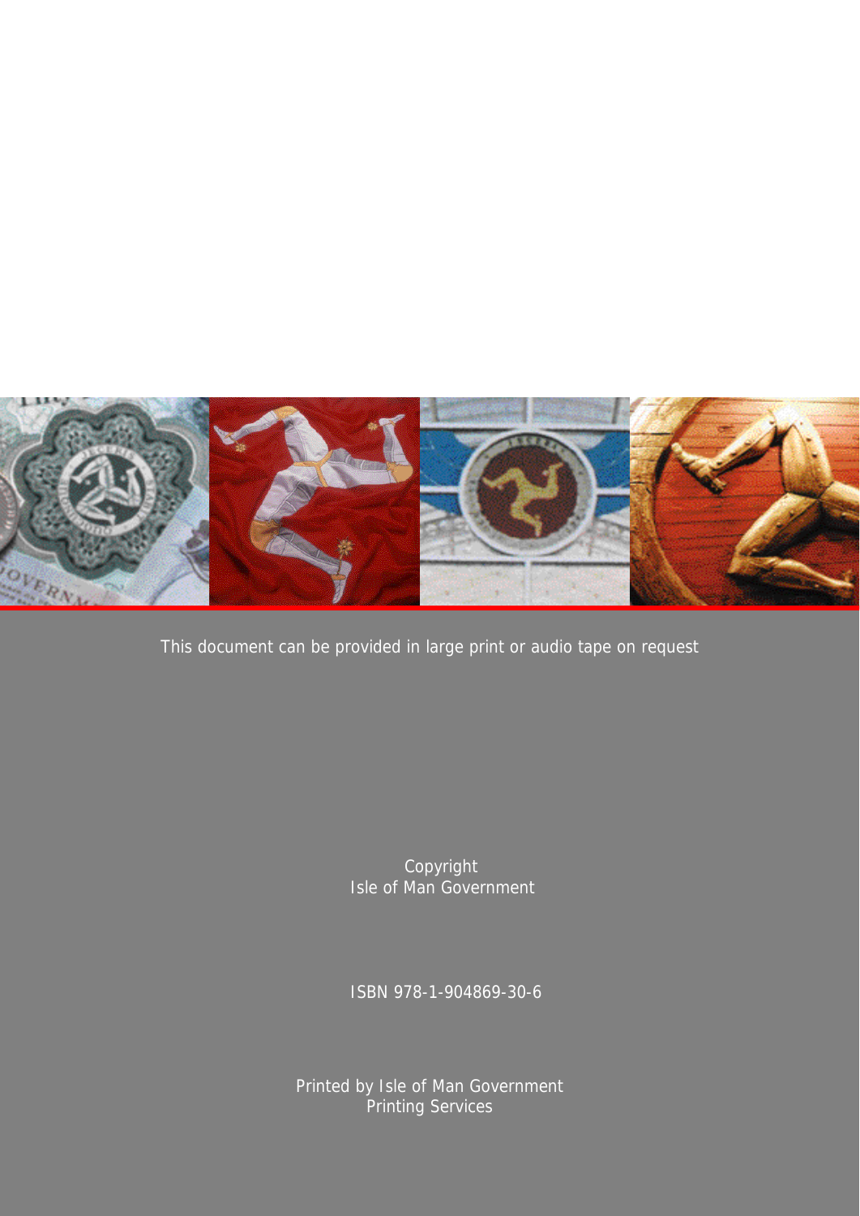This document can be provided in large print or audio tape on request

Copyright
Isle of Man Government

ISBN 978-1-904869-30-6

Printed by Isle of Man Government
Printing Services